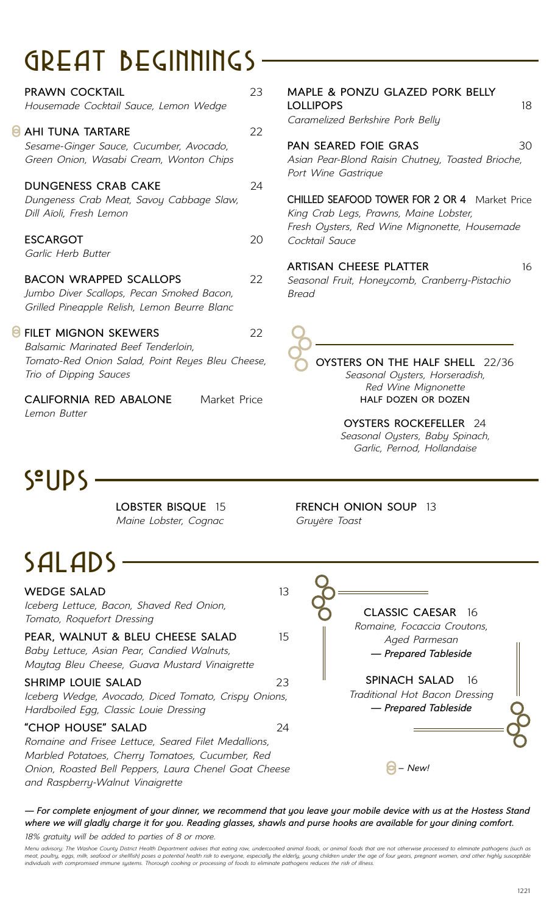# GREAT BEGINNINGS

**PRAWN COCKTAIL** 23
*Housemade Cocktail Sauce, Lemon Wedge*

**AHI TUNA TARTARE** 22 *(New!)*
*Sesame-Ginger Sauce, Cucumber, Avocado, Green Onion, Wasabi Cream, Wonton Chips*

**DUNGENESS CRAB CAKE** 24
*Dungeness Crab Meat, Savoy Cabbage Slaw, Dill Aïoli, Fresh Lemon*

**ESCARGOT** 20
*Garlic Herb Butter*

**BACON WRAPPED SCALLOPS** 22
*Jumbo Diver Scallops, Pecan Smoked Bacon, Grilled Pineapple Relish, Lemon Beurre Blanc*

**FILET MIGNON SKEWERS** 22 *(New!)*
*Balsamic Marinated Beef Tenderloin, Tomato-Red Onion Salad, Point Reyes Bleu Cheese, Trio of Dipping Sauces*

**CALIFORNIA RED ABALONE** Market Price
*Lemon Butter*

**MAPLE & PONZU GLAZED PORK BELLY LOLLIPOPS** 18
*Caramelized Berkshire Pork Belly*

**PAN SEARED FOIE GRAS** 30
*Asian Pear-Blond Raisin Chutney, Toasted Brioche, Port Wine Gastrique*

**CHILLED SEAFOOD TOWER FOR 2 OR 4** Market Price
*King Crab Legs, Prawns, Maine Lobster, Fresh Oysters, Red Wine Mignonette, Housemade Cocktail Sauce*

**ARTISAN CHEESE PLATTER** 16
*Seasonal Fruit, Honeycomb, Cranberry-Pistachio Bread*

**OYSTERS ON THE HALF SHELL** 22/36
*Seasonal Oysters, Horseradish, Red Wine Mignonette*
HALF DOZEN OR DOZEN

**OYSTERS ROCKEFELLER** 24
*Seasonal Oysters, Baby Spinach, Garlic, Pernod, Hollandaise*

# SOUPS

**LOBSTER BISQUE** 15
*Maine Lobster, Cognac*

**FRENCH ONION SOUP** 13
*Gruyère Toast*

# SALADS

**WEDGE SALAD** 13
*Iceberg Lettuce, Bacon, Shaved Red Onion, Tomato, Roquefort Dressing*

**PEAR, WALNUT & BLEU CHEESE SALAD** 15
*Baby Lettuce, Asian Pear, Candied Walnuts, Maytag Bleu Cheese, Guava Mustard Vinaigrette*

**SHRIMP LOUIE SALAD** 23
*Iceberg Wedge, Avocado, Diced Tomato, Crispy Onions, Hardboiled Egg, Classic Louie Dressing*

**"CHOP HOUSE" SALAD** 24
*Romaine and Frisee Lettuce, Seared Filet Medallions, Marbled Potatoes, Cherry Tomatoes, Cucumber, Red Onion, Roasted Bell Peppers, Laura Chenel Goat Cheese and Raspberry-Walnut Vinaigrette*

**CLASSIC CAESAR** 16
*Romaine, Focaccia Croutons, Aged Parmesan*
***— Prepared Tableside***

**SPINACH SALAD** 16
*Traditional Hot Bacon Dressing*
***— Prepared Tableside***

*– New!*

***— For complete enjoyment of your dinner, we recommend that you leave your mobile device with us at the Hostess Stand where we will gladly charge it for you. Reading glasses, shawls and purse hooks are available for your dining comfort.***

*18% gratuity will be added to parties of 8 or more.*

*Menu advisory: The Washoe County District Health Department advises that eating raw, undercooked animal foods, or animal foods that are not otherwise processed to eliminate pathogens (such as meat, poultry, eggs, milk, seafood or shellfish) poses a potential health risk to everyone, especially the elderly, young children under the age of four years, pregnant women, and other highly susceptible individuals with compromised immune systems. Thorough cooking or processing of foods to eliminate pathogens reduces the risk of illness.*

1221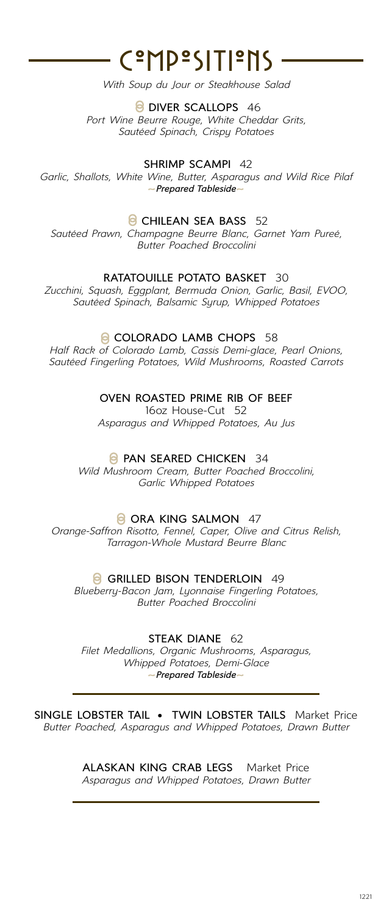# COMPOSITIONS

*With Soup du Jour or Steakhouse Salad*

**DIVER SCALLOPS** 46
*Port Wine Beurre Rouge, White Cheddar Grits, Sautéed Spinach, Crispy Potatoes*

**SHRIMP SCAMPI** 42
*Garlic, Shallots, White Wine, Butter, Asparagus and Wild Rice Pilaf*
***~Prepared Tableside~***

**CHILEAN SEA BASS** 52
*Sautéed Prawn, Champagne Beurre Blanc, Garnet Yam Pureé, Butter Poached Broccolini*

**RATATOUILLE POTATO BASKET** 30
*Zucchini, Squash, Eggplant, Bermuda Onion, Garlic, Basil, EVOO, Sautéed Spinach, Balsamic Syrup, Whipped Potatoes*

**COLORADO LAMB CHOPS** 58
*Half Rack of Colorado Lamb, Cassis Demi-glace, Pearl Onions, Sautéed Fingerling Potatoes, Wild Mushrooms, Roasted Carrots*

**OVEN ROASTED PRIME RIB OF BEEF**
16oz House-Cut 52
*Asparagus and Whipped Potatoes, Au Jus*

**PAN SEARED CHICKEN** 34
*Wild Mushroom Cream, Butter Poached Broccolini, Garlic Whipped Potatoes*

**ORA KING SALMON** 47
*Orange-Saffron Risotto, Fennel, Caper, Olive and Citrus Relish, Tarragon-Whole Mustard Beurre Blanc*

**GRILLED BISON TENDERLOIN** 49
*Blueberry-Bacon Jam, Lyonnaise Fingerling Potatoes, Butter Poached Broccolini*

**STEAK DIANE** 62
*Filet Medallions, Organic Mushrooms, Asparagus, Whipped Potatoes, Demi-Glace*
***~Prepared Tableside~***

---

**SINGLE LOBSTER TAIL • TWIN LOBSTER TAILS** Market Price
*Butter Poached, Asparagus and Whipped Potatoes, Drawn Butter*

**ALASKAN KING CRAB LEGS** Market Price
*Asparagus and Whipped Potatoes, Drawn Butter*

---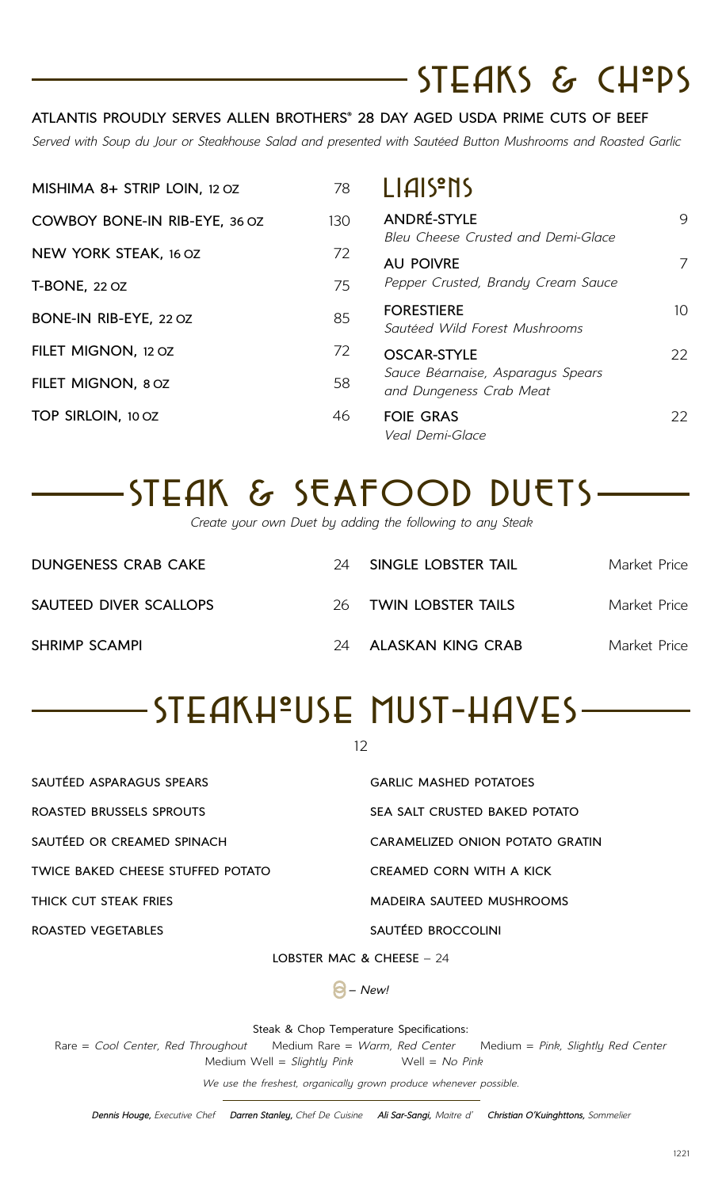# STEAKS & CHOPS

**ATLANTIS PROUDLY SERVES ALLEN BROTHERS® 28 DAY AGED USDA PRIME CUTS OF BEEF**

*Served with Soup du Jour or Steakhouse Salad and presented with Sautéed Button Mushrooms and Roasted Garlic*

| | |
|---|---|
| MISHIMA 8+ STRIP LOIN, 12 OZ | 78 |
| COWBOY BONE-IN RIB-EYE, 36 OZ | 130 |
| NEW YORK STEAK, 16 OZ | 72 |
| T-BONE, 22 OZ | 75 |
| BONE-IN RIB-EYE, 22 OZ | 85 |
| FILET MIGNON, 12 OZ | 72 |
| FILET MIGNON, 8 OZ | 58 |
| TOP SIRLOIN, 10 OZ | 46 |

## LIAISONS

| | |
|---|---|
| ANDRÉ-STYLE<br>*Bleu Cheese Crusted and Demi-Glace* | 9 |
| AU POIVRE<br>*Pepper Crusted, Brandy Cream Sauce* | 7 |
| FORESTIERE<br>*Sautéed Wild Forest Mushrooms* | 10 |
| OSCAR-STYLE<br>*Sauce Béarnaise, Asparagus Spears and Dungeness Crab Meat* | 22 |
| FOIE GRAS<br>*Veal Demi-Glace* | 22 |

# STEAK & SEAFOOD DUETS

*Create your own Duet by adding the following to any Steak*

| | | | |
|---|---|---|---|
| DUNGENESS CRAB CAKE | 24 | SINGLE LOBSTER TAIL | Market Price |
| SAUTEED DIVER SCALLOPS | 26 | TWIN LOBSTER TAILS | Market Price |
| SHRIMP SCAMPI | 24 | ALASKAN KING CRAB | Market Price |

# STEAKHOUSE MUST-HAVES

12

| | |
|---|---|
| SAUTÉED ASPARAGUS SPEARS | GARLIC MASHED POTATOES |
| ROASTED BRUSSELS SPROUTS | SEA SALT CRUSTED BAKED POTATO |
| SAUTÉED OR CREAMED SPINACH | CARAMELIZED ONION POTATO GRATIN |
| TWICE BAKED CHEESE STUFFED POTATO | CREAMED CORN WITH A KICK |
| THICK CUT STEAK FRIES | MADEIRA SAUTEED MUSHROOMS |
| ROASTED VEGETABLES | SAUTÉED BROCCOLINI |

LOBSTER MAC & CHEESE – 24

– *New!*

Steak & Chop Temperature Specifications:

Rare = *Cool Center, Red Throughout* Medium Rare = *Warm, Red Center* Medium = *Pink, Slightly Red Center*
Medium Well = *Slightly Pink* Well = *No Pink*

*We use the freshest, organically grown produce whenever possible.*

***Dennis Houge,** Executive Chef* ***Darren Stanley,** Chef De Cuisine* ***Ali Sar-Sangi,** Maitre d'* ***Christian O'Kuinghttons,** Sommelier*

1221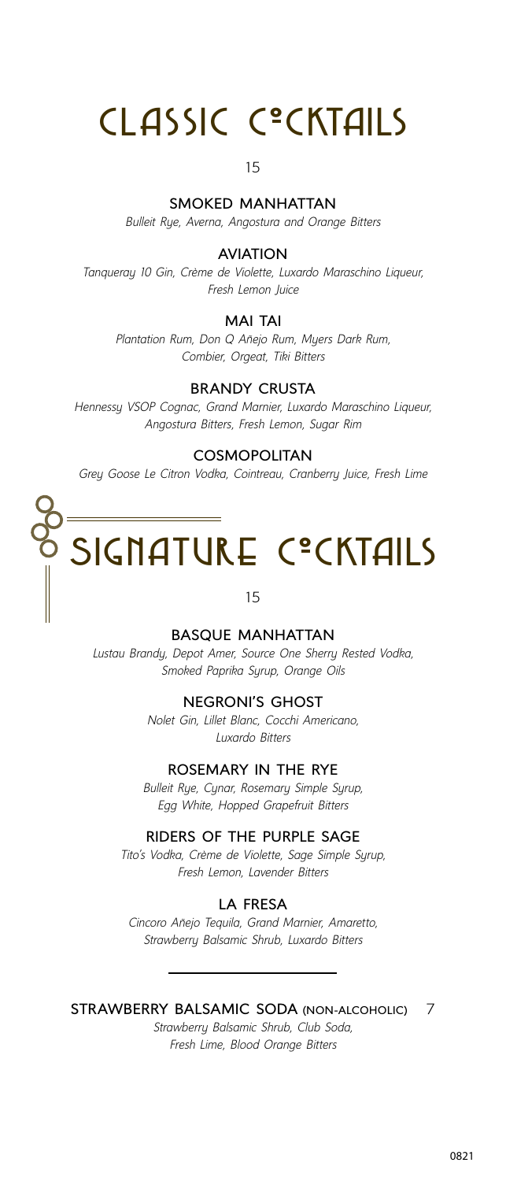# CLASSIC COCKTAILS

15

### SMOKED MANHATTAN

*Bulleit Rye, Averna, Angostura and Orange Bitters*

### AVIATION

*Tanqueray 10 Gin, Crème de Violette, Luxardo Maraschino Liqueur, Fresh Lemon Juice*

### MAI TAI

*Plantation Rum, Don Q Añejo Rum, Myers Dark Rum, Combier, Orgeat, Tiki Bitters*

### BRANDY CRUSTA

*Hennessy VSOP Cognac, Grand Marnier, Luxardo Maraschino Liqueur, Angostura Bitters, Fresh Lemon, Sugar Rim*

### COSMOPOLITAN

*Grey Goose Le Citron Vodka, Cointreau, Cranberry Juice, Fresh Lime*

# SIGNATURE COCKTAILS

15

### BASQUE MANHATTAN

*Lustau Brandy, Depot Amer, Source One Sherry Rested Vodka, Smoked Paprika Syrup, Orange Oils*

### NEGRONI'S GHOST

*Nolet Gin, Lillet Blanc, Cocchi Americano, Luxardo Bitters*

### ROSEMARY IN THE RYE

*Bulleit Rye, Cynar, Rosemary Simple Syrup, Egg White, Hopped Grapefruit Bitters*

### RIDERS OF THE PURPLE SAGE

*Tito's Vodka, Crème de Violette, Sage Simple Syrup, Fresh Lemon, Lavender Bitters*

### LA FRESA

*Cincoro Añejo Tequila, Grand Marnier, Amaretto, Strawberry Balsamic Shrub, Luxardo Bitters*

---

### STRAWBERRY BALSAMIC SODA (NON-ALCOHOLIC) 7

*Strawberry Balsamic Shrub, Club Soda, Fresh Lime, Blood Orange Bitters*

0821